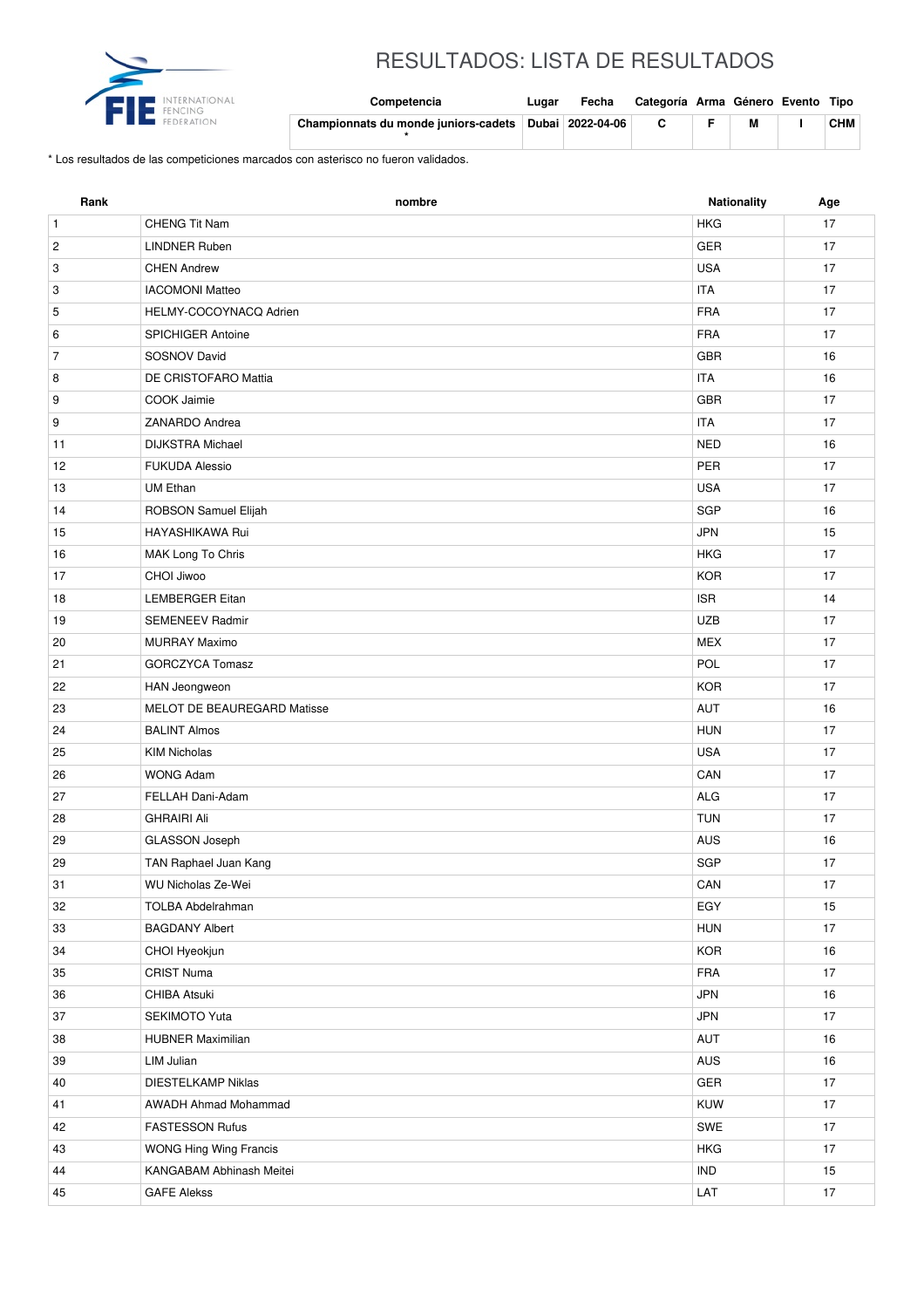# RESULTADOS: LISTA DE RESULTADOS

| Competencia | Lugar | Fecha | Categoría | Arma | Género | Evento | Tipo |
|---|---|---|---|---|---|---|---|
| **Championnats du monde juniors-cadets \*** | **Dubai** | **2022-04-06** | **C** | **F** | **M** | **I** | **CHM** |

\* Los resultados de las competiciones marcados con asterisco no fueron validados.

| Rank | nombre | Nationality | Age |
|---|---|---|---|
| 1 | CHENG Tit Nam | HKG | 17 |
| 2 | LINDNER Ruben | GER | 17 |
| 3 | CHEN Andrew | USA | 17 |
| 3 | IACOMONI Matteo | ITA | 17 |
| 5 | HELMY-COCOYNACQ Adrien | FRA | 17 |
| 6 | SPICHIGER Antoine | FRA | 17 |
| 7 | SOSNOV David | GBR | 16 |
| 8 | DE CRISTOFARO Mattia | ITA | 16 |
| 9 | COOK Jaimie | GBR | 17 |
| 9 | ZANARDO Andrea | ITA | 17 |
| 11 | DIJKSTRA Michael | NED | 16 |
| 12 | FUKUDA Alessio | PER | 17 |
| 13 | UM Ethan | USA | 17 |
| 14 | ROBSON Samuel Elijah | SGP | 16 |
| 15 | HAYASHIKAWA Rui | JPN | 15 |
| 16 | MAK Long To Chris | HKG | 17 |
| 17 | CHOI Jiwoo | KOR | 17 |
| 18 | LEMBERGER Eitan | ISR | 14 |
| 19 | SEMENEEV Radmir | UZB | 17 |
| 20 | MURRAY Maximo | MEX | 17 |
| 21 | GORCZYCA Tomasz | POL | 17 |
| 22 | HAN Jeongweon | KOR | 17 |
| 23 | MELOT DE BEAUREGARD Matisse | AUT | 16 |
| 24 | BALINT Almos | HUN | 17 |
| 25 | KIM Nicholas | USA | 17 |
| 26 | WONG Adam | CAN | 17 |
| 27 | FELLAH Dani-Adam | ALG | 17 |
| 28 | GHRAIRI Ali | TUN | 17 |
| 29 | GLASSON Joseph | AUS | 16 |
| 29 | TAN Raphael Juan Kang | SGP | 17 |
| 31 | WU Nicholas Ze-Wei | CAN | 17 |
| 32 | TOLBA Abdelrahman | EGY | 15 |
| 33 | BAGDANY Albert | HUN | 17 |
| 34 | CHOI Hyeokjun | KOR | 16 |
| 35 | CRIST Numa | FRA | 17 |
| 36 | CHIBA Atsuki | JPN | 16 |
| 37 | SEKIMOTO Yuta | JPN | 17 |
| 38 | HUBNER Maximilian | AUT | 16 |
| 39 | LIM Julian | AUS | 16 |
| 40 | DIESTELKAMP Niklas | GER | 17 |
| 41 | AWADH Ahmad Mohammad | KUW | 17 |
| 42 | FASTESSON Rufus | SWE | 17 |
| 43 | WONG Hing Wing Francis | HKG | 17 |
| 44 | KANGABAM Abhinash Meitei | IND | 15 |
| 45 | GAFE Alekss | LAT | 17 |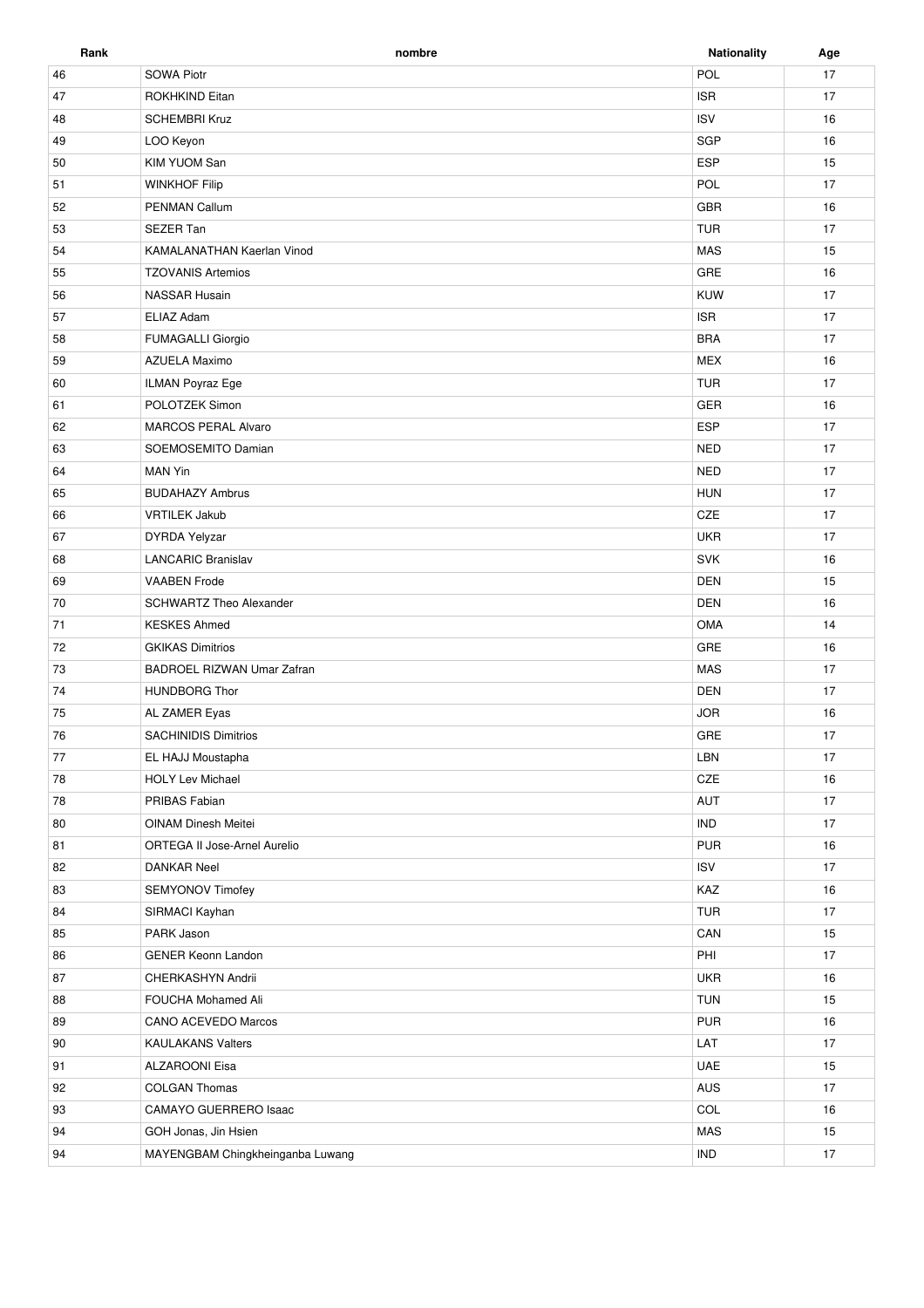| Rank | nombre | Nationality | Age |
|---|---|---|---|
| 46 | SOWA Piotr | POL | 17 |
| 47 | ROKHKIND Eitan | ISR | 17 |
| 48 | SCHEMBRI Kruz | ISV | 16 |
| 49 | LOO Keyon | SGP | 16 |
| 50 | KIM YUOM San | ESP | 15 |
| 51 | WINKHOF Filip | POL | 17 |
| 52 | PENMAN Callum | GBR | 16 |
| 53 | SEZER Tan | TUR | 17 |
| 54 | KAMALANATHAN Kaerlan Vinod | MAS | 15 |
| 55 | TZOVANIS Artemios | GRE | 16 |
| 56 | NASSAR Husain | KUW | 17 |
| 57 | ELIAZ Adam | ISR | 17 |
| 58 | FUMAGALLI Giorgio | BRA | 17 |
| 59 | AZUELA Maximo | MEX | 16 |
| 60 | ILMAN Poyraz Ege | TUR | 17 |
| 61 | POLOTZEK Simon | GER | 16 |
| 62 | MARCOS PERAL Alvaro | ESP | 17 |
| 63 | SOEMOSEMITO Damian | NED | 17 |
| 64 | MAN Yin | NED | 17 |
| 65 | BUDAHAZY Ambrus | HUN | 17 |
| 66 | VRTILEK Jakub | CZE | 17 |
| 67 | DYRDA Yelyzar | UKR | 17 |
| 68 | LANCARIC Branislav | SVK | 16 |
| 69 | VAABEN Frode | DEN | 15 |
| 70 | SCHWARTZ Theo Alexander | DEN | 16 |
| 71 | KESKES Ahmed | OMA | 14 |
| 72 | GKIKAS Dimitrios | GRE | 16 |
| 73 | BADROEL RIZWAN Umar Zafran | MAS | 17 |
| 74 | HUNDBORG Thor | DEN | 17 |
| 75 | AL ZAMER Eyas | JOR | 16 |
| 76 | SACHINIDIS Dimitrios | GRE | 17 |
| 77 | EL HAJJ Moustapha | LBN | 17 |
| 78 | HOLY Lev Michael | CZE | 16 |
| 78 | PRIBAS Fabian | AUT | 17 |
| 80 | OINAM Dinesh Meitei | IND | 17 |
| 81 | ORTEGA II Jose-Arnel Aurelio | PUR | 16 |
| 82 | DANKAR Neel | ISV | 17 |
| 83 | SEMYONOV Timofey | KAZ | 16 |
| 84 | SIRMACI Kayhan | TUR | 17 |
| 85 | PARK Jason | CAN | 15 |
| 86 | GENER Keonn Landon | PHI | 17 |
| 87 | CHERKASHYN Andrii | UKR | 16 |
| 88 | FOUCHA Mohamed Ali | TUN | 15 |
| 89 | CANO ACEVEDO Marcos | PUR | 16 |
| 90 | KAULAKANS Valters | LAT | 17 |
| 91 | ALZAROONI Eisa | UAE | 15 |
| 92 | COLGAN Thomas | AUS | 17 |
| 93 | CAMAYO GUERRERO Isaac | COL | 16 |
| 94 | GOH Jonas, Jin Hsien | MAS | 15 |
| 94 | MAYENGBAM Chingkheinganba Luwang | IND | 17 |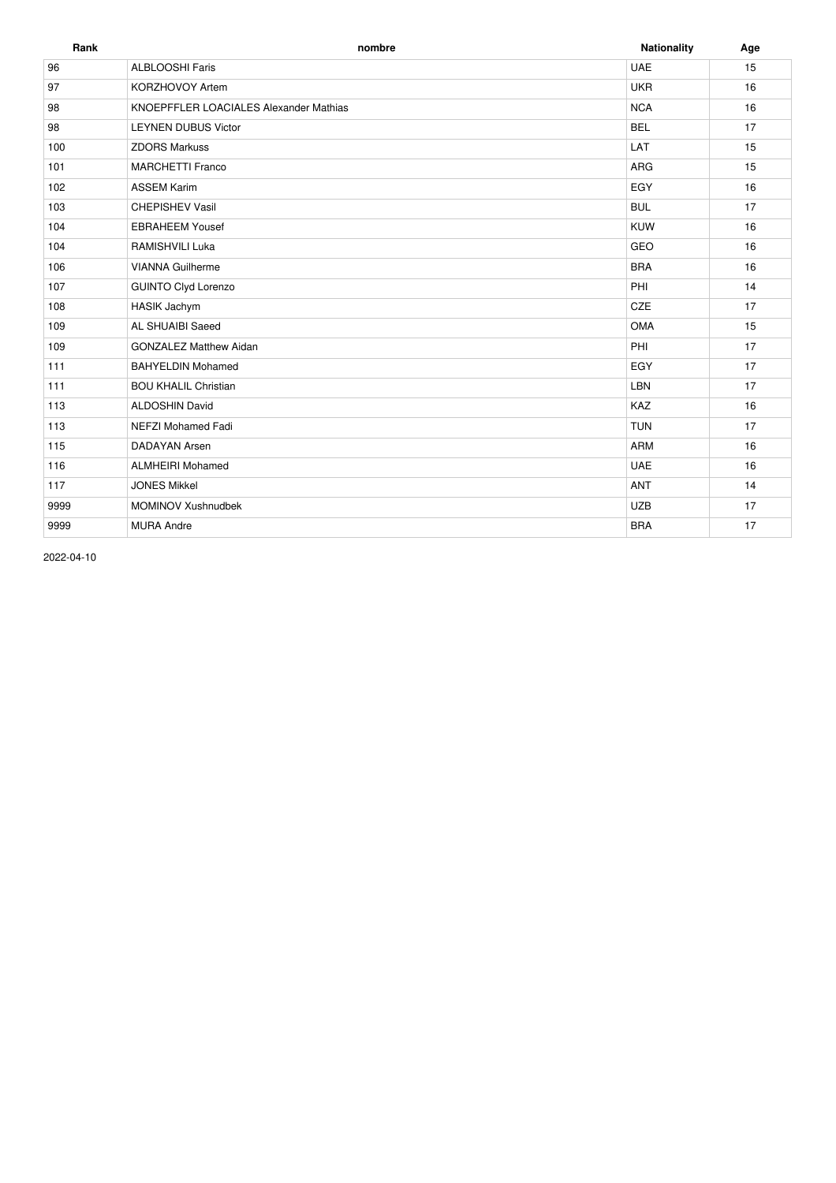| Rank | nombre | Nationality | Age |
| --- | --- | --- | --- |
| 96 | ALBLOOSHI Faris | UAE | 15 |
| 97 | KORZHOVOY Artem | UKR | 16 |
| 98 | KNOEPFFLER LOACIALES Alexander Mathias | NCA | 16 |
| 98 | LEYNEN DUBUS Victor | BEL | 17 |
| 100 | ZDORS Markuss | LAT | 15 |
| 101 | MARCHETTI Franco | ARG | 15 |
| 102 | ASSEM Karim | EGY | 16 |
| 103 | CHEPISHEV Vasil | BUL | 17 |
| 104 | EBRAHEEM Yousef | KUW | 16 |
| 104 | RAMISHVILI Luka | GEO | 16 |
| 106 | VIANNA Guilherme | BRA | 16 |
| 107 | GUINTO Clyd Lorenzo | PHI | 14 |
| 108 | HASIK Jachym | CZE | 17 |
| 109 | AL SHUAIBI Saeed | OMA | 15 |
| 109 | GONZALEZ Matthew Aidan | PHI | 17 |
| 111 | BAHYELDIN Mohamed | EGY | 17 |
| 111 | BOU KHALIL Christian | LBN | 17 |
| 113 | ALDOSHIN David | KAZ | 16 |
| 113 | NEFZI Mohamed Fadi | TUN | 17 |
| 115 | DADAYAN Arsen | ARM | 16 |
| 116 | ALMHEIRI Mohamed | UAE | 16 |
| 117 | JONES Mikkel | ANT | 14 |
| 9999 | MOMINOV Xushnudbek | UZB | 17 |
| 9999 | MURA Andre | BRA | 17 |

2022-04-10